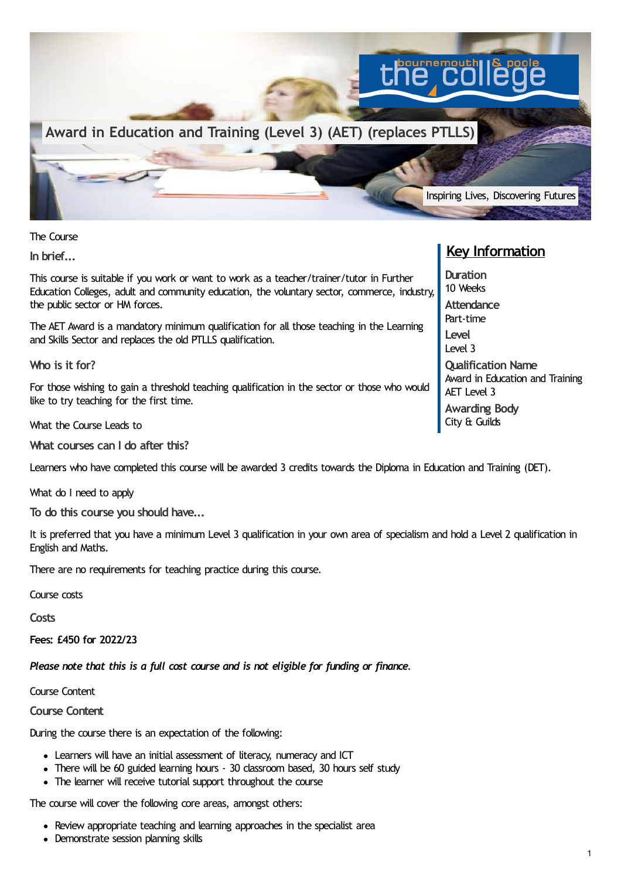# Award in Education and Training (Level 3) (AET) (replaces PTLLS)

Inspiring Lives, Discovering Futures

The Course

## In brief...

This course is suitable if you work or want to work as a teacher/trainer/tutor in Further Education Colleges, adult and community education, the voluntary sector, commerce, industry, the public sector or HM forces.

The AET Award is a mandatory minimum qualification for all those teaching in the Learning and Skills Sector and replaces the old PTLLS qualification.

## Who is it for?

For those wishing to gain a threshold teaching qualification in the sector or those who would like to try teaching for the first time.

## Key Information

**Duration**
10 Weeks

**Attendance**
Part-time

**Level**
Level 3

**Qualification Name**
Award in Education and Training AET Level 3

**Awarding Body**
City & Guilds

What the Course Leads to

## What courses can I do after this?

Learners who have completed this course will be awarded 3 credits towards the Diploma in Education and Training (DET).

What do I need to apply

## To do this course you should have...

It is preferred that you have a minimum Level 3 qualification in your own area of specialism and hold a Level 2 qualification in English and Maths.

There are no requirements for teaching practice during this course.

Course costs

## Costs

**Fees: £450 for 2022/23**

***Please note that this is a full cost course and is not eligible for funding or finance.***

Course Content

## Course Content

During the course there is an expectation of the following:

- Learners will have an initial assessment of literacy, numeracy and ICT
- There will be 60 guided learning hours - 30 classroom based, 30 hours self study
- The learner will receive tutorial support throughout the course

The course will cover the following core areas, amongst others:

- Review appropriate teaching and learning approaches in the specialist area
- Demonstrate session planning skills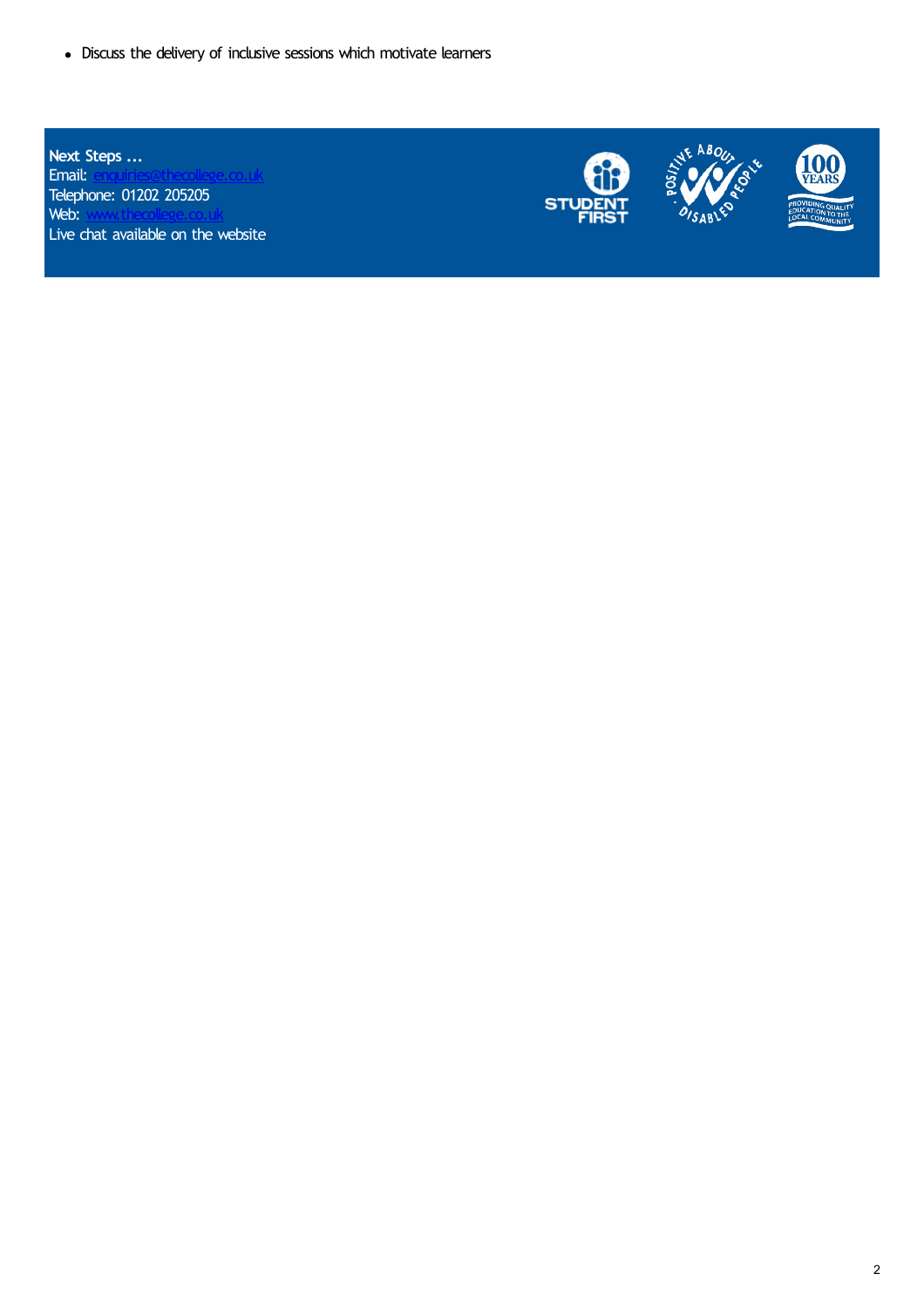- Discuss the delivery of inclusive sessions which motivate learners

**Next Steps ...**
Email: enquiries@thecollege.co.uk
Telephone: 01202 205205
Web: www.thecollege.co.uk
Live chat available on the website